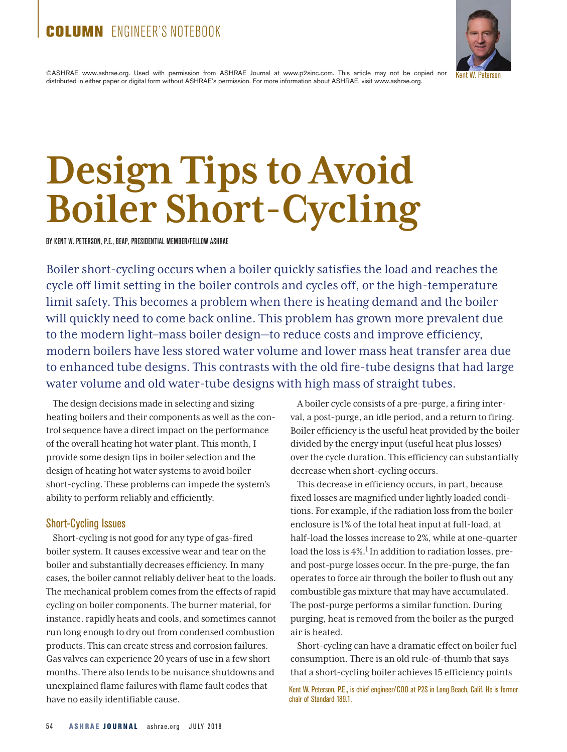COLUMN ENGINEER'S NOTEBOOK

©ASHRAE www.ashrae.org. Used with permission from ASHRAE Journal at www.p2sinc.com. This article may not be copied nor distributed in either paper or digital form without ASHRAE's permission. For more information about ASHRAE, visit www.ashrae.org.

Kent W. Peterson

# Design Tips to Avoid Boiler Short-Cycling

BY KENT W. PETERSON, P.E., BEAP, PRESIDENTIAL MEMBER/FELLOW ASHRAE

Boiler short-cycling occurs when a boiler quickly satisfies the load and reaches the cycle off limit setting in the boiler controls and cycles off, or the high-temperature limit safety. This becomes a problem when there is heating demand and the boiler will quickly need to come back online. This problem has grown more prevalent due to the modern light–mass boiler design—to reduce costs and improve efficiency, modern boilers have less stored water volume and lower mass heat transfer area due to enhanced tube designs. This contrasts with the old fire-tube designs that had large water volume and old water-tube designs with high mass of straight tubes.

The design decisions made in selecting and sizing heating boilers and their components as well as the control sequence have a direct impact on the performance of the overall heating hot water plant. This month, I provide some design tips in boiler selection and the design of heating hot water systems to avoid boiler short-cycling. These problems can impede the system's ability to perform reliably and efficiently.

## Short-Cycling Issues

Short-cycling is not good for any type of gas-fired boiler system. It causes excessive wear and tear on the boiler and substantially decreases efficiency. In many cases, the boiler cannot reliably deliver heat to the loads. The mechanical problem comes from the effects of rapid cycling on boiler components. The burner material, for instance, rapidly heats and cools, and sometimes cannot run long enough to dry out from condensed combustion products. This can create stress and corrosion failures. Gas valves can experience 20 years of use in a few short months. There also tends to be nuisance shutdowns and unexplained flame failures with flame fault codes that have no easily identifiable cause.

A boiler cycle consists of a pre-purge, a firing interval, a post-purge, an idle period, and a return to firing. Boiler efficiency is the useful heat provided by the boiler divided by the energy input (useful heat plus losses) over the cycle duration. This efficiency can substantially decrease when short-cycling occurs.

This decrease in efficiency occurs, in part, because fixed losses are magnified under lightly loaded conditions. For example, if the radiation loss from the boiler enclosure is 1% of the total heat input at full-load, at half-load the losses increase to 2%, while at one-quarter load the loss is 4%.[1] In addition to radiation losses, pre- and post-purge losses occur. In the pre-purge, the fan operates to force air through the boiler to flush out any combustible gas mixture that may have accumulated. The post-purge performs a similar function. During purging, heat is removed from the boiler as the purged air is heated.

Short-cycling can have a dramatic effect on boiler fuel consumption. There is an old rule-of-thumb that says that a short-cycling boiler achieves 15 efficiency points

Kent W. Peterson, P.E., is chief engineer/COO at P2S in Long Beach, Calif. He is former chair of Standard 189.1.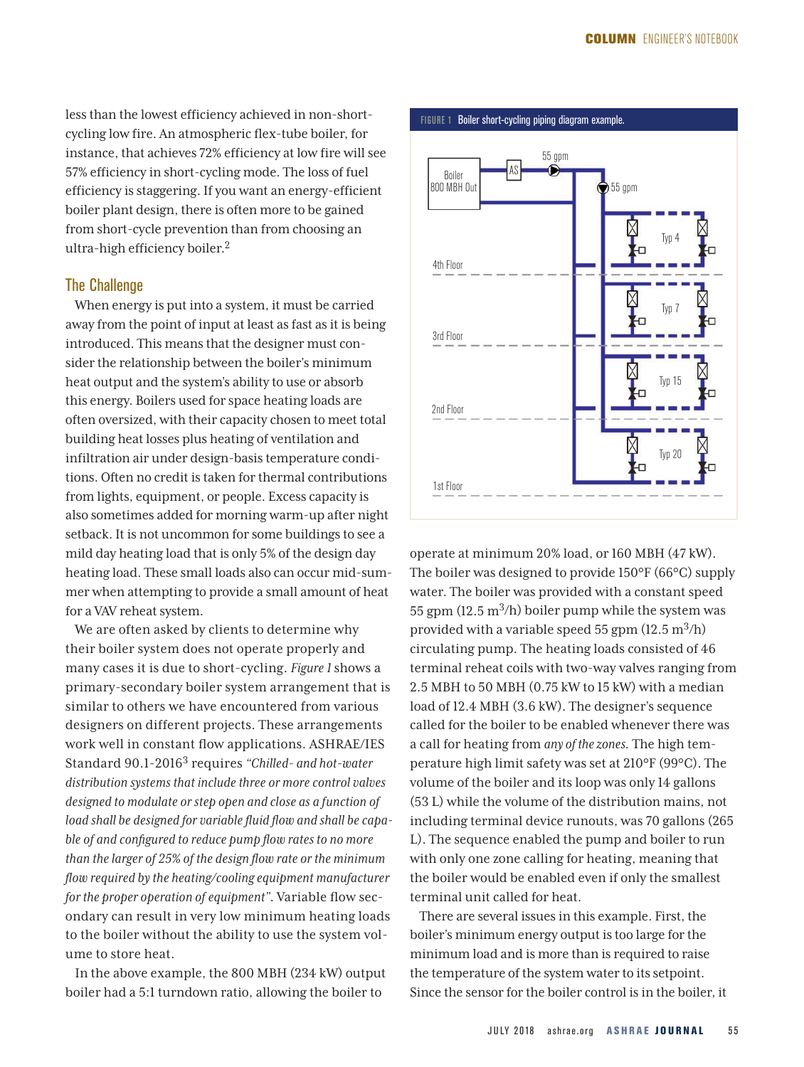less than the lowest efficiency achieved in non-short-cycling low fire. An atmospheric flex-tube boiler, for instance, that achieves 72% efficiency at low fire will see 57% efficiency in short-cycling mode. The loss of fuel efficiency is staggering. If you want an energy-efficient boiler plant design, there is often more to be gained from short-cycle prevention than from choosing an ultra-high efficiency boiler.[2]

## The Challenge

When energy is put into a system, it must be carried away from the point of input at least as fast as it is being introduced. This means that the designer must consider the relationship between the boiler's minimum heat output and the system's ability to use or absorb this energy. Boilers used for space heating loads are often oversized, with their capacity chosen to meet total building heat losses plus heating of ventilation and infiltration air under design-basis temperature conditions. Often no credit is taken for thermal contributions from lights, equipment, or people. Excess capacity is also sometimes added for morning warm-up after night setback. It is not uncommon for some buildings to see a mild day heating load that is only 5% of the design day heating load. These small loads also can occur mid-summer when attempting to provide a small amount of heat for a VAV reheat system.

We are often asked by clients to determine why their boiler system does not operate properly and many cases it is due to short-cycling. *Figure 1* shows a primary-secondary boiler system arrangement that is similar to others we have encountered from various designers on different projects. These arrangements work well in constant flow applications. ASHRAE/IES Standard 90.1-2016[3] requires *"Chilled- and hot-water distribution systems that include three or more control valves designed to modulate or step open and close as a function of load shall be designed for variable fluid flow and shall be capable of and configured to reduce pump flow rates to no more than the larger of 25% of the design flow rate or the minimum flow required by the heating/cooling equipment manufacturer for the proper operation of equipment".* Variable flow secondary can result in very low minimum heating loads to the boiler without the ability to use the system volume to store heat.

In the above example, the 800 MBH (234 kW) output boiler had a 5:1 turndown ratio, allowing the boiler to operate at minimum 20% load, or 160 MBH (47 kW). The boiler was designed to provide 150°F (66°C) supply water. The boiler was provided with a constant speed 55 gpm (12.5 $m^3$/h) boiler pump while the system was provided with a variable speed 55 gpm (12.5 $m^3$/h) circulating pump. The heating loads consisted of 46 terminal reheat coils with two-way valves ranging from 2.5 MBH to 50 MBH (0.75 kW to 15 kW) with a median load of 12.4 MBH (3.6 kW). The designer's sequence called for the boiler to be enabled whenever there was a call for heating from *any of the zones.* The high temperature high limit safety was set at 210°F (99°C). The volume of the boiler and its loop was only 14 gallons (53 L) while the volume of the distribution mains, not including terminal device runouts, was 70 gallons (265 L). The sequence enabled the pump and boiler to run with only one zone calling for heating, meaning that the boiler would be enabled even if only the smallest terminal unit called for heat.

FIGURE 1 Boiler short-cycling piping diagram example.

There are several issues in this example. First, the boiler's minimum energy output is too large for the minimum load and is more than is required to raise the temperature of the system water to its setpoint. Since the sensor for the boiler control is in the boiler, it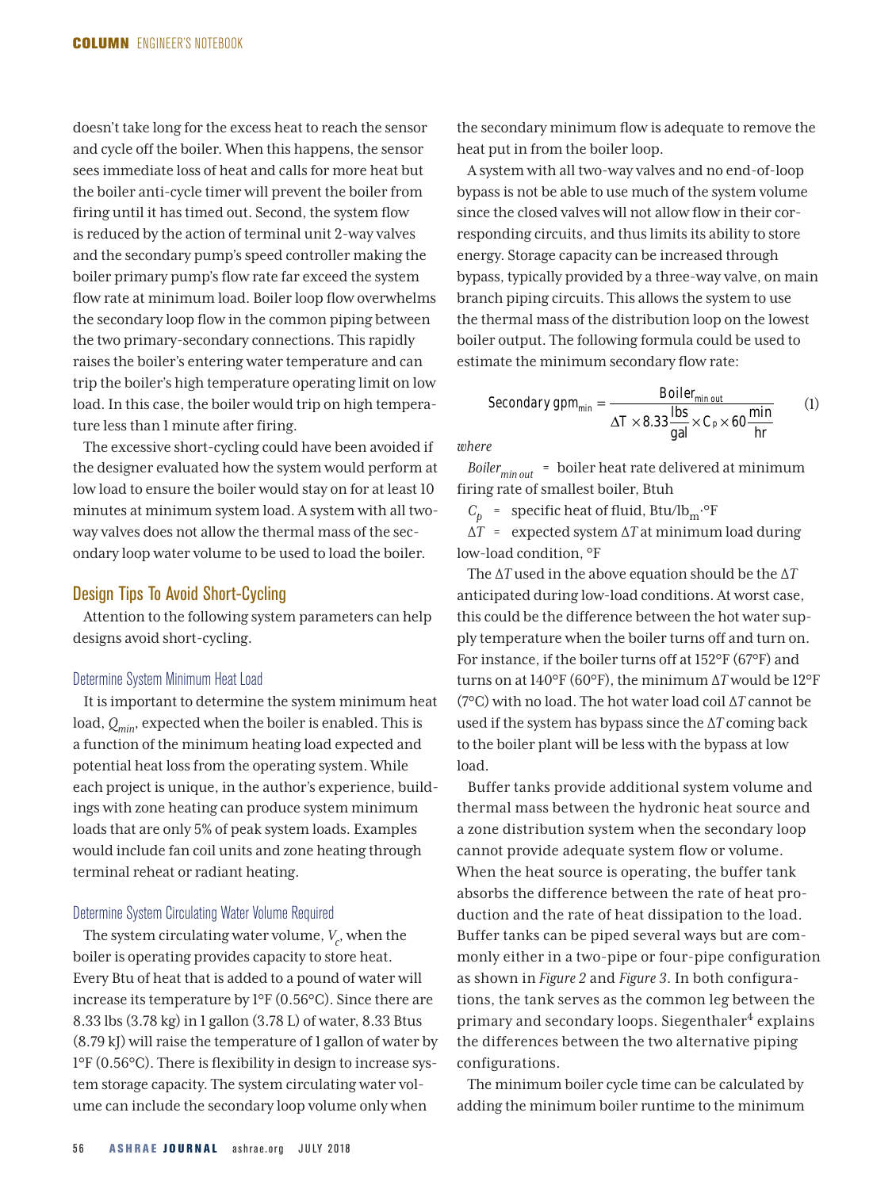doesn't take long for the excess heat to reach the sensor and cycle off the boiler. When this happens, the sensor sees immediate loss of heat and calls for more heat but the boiler anti-cycle timer will prevent the boiler from firing until it has timed out. Second, the system flow is reduced by the action of terminal unit 2-way valves and the secondary pump's speed controller making the boiler primary pump's flow rate far exceed the system flow rate at minimum load. Boiler loop flow overwhelms the secondary loop flow in the common piping between the two primary-secondary connections. This rapidly raises the boiler's entering water temperature and can trip the boiler's high temperature operating limit on low load. In this case, the boiler would trip on high temperature less than 1 minute after firing.

The excessive short-cycling could have been avoided if the designer evaluated how the system would perform at low load to ensure the boiler would stay on for at least 10 minutes at minimum system load. A system with all two-way valves does not allow the thermal mass of the secondary loop water volume to be used to load the boiler.

## Design Tips To Avoid Short-Cycling

Attention to the following system parameters can help designs avoid short-cycling.

### Determine System Minimum Heat Load

It is important to determine the system minimum heat load, $Q_{min}$, expected when the boiler is enabled. This is a function of the minimum heating load expected and potential heat loss from the operating system. While each project is unique, in the author's experience, buildings with zone heating can produce system minimum loads that are only 5% of peak system loads. Examples would include fan coil units and zone heating through terminal reheat or radiant heating.

### Determine System Circulating Water Volume Required

The system circulating water volume, $V_c$, when the boiler is operating provides capacity to store heat. Every Btu of heat that is added to a pound of water will increase its temperature by 1°F (0.56°C). Since there are 8.33 lbs (3.78 kg) in 1 gallon (3.78 L) of water, 8.33 Btus (8.79 kJ) will raise the temperature of 1 gallon of water by 1°F (0.56°C). There is flexibility in design to increase system storage capacity. The system circulating water volume can include the secondary loop volume only when the secondary minimum flow is adequate to remove the heat put in from the boiler loop.

A system with all two-way valves and no end-of-loop bypass is not be able to use much of the system volume since the closed valves will not allow flow in their corresponding circuits, and thus limits its ability to store energy. Storage capacity can be increased through bypass, typically provided by a three-way valve, on main branch piping circuits. This allows the system to use the thermal mass of the distribution loop on the lowest boiler output. The following formula could be used to estimate the minimum secondary flow rate:

$$\text{Secondary gpm}_{min} = \frac{\text{Boiler}_{min\ out}}{\Delta T \times 8.33 \dfrac{\text{lbs}}{\text{gal}} \times C_p \times 60 \dfrac{\text{min}}{\text{hr}}} \qquad (1)$$

*where*

$Boiler_{min\ out}$ = boiler heat rate delivered at minimum firing rate of smallest boiler, Btuh

$C_p$ = specific heat of fluid, Btu/lb$_m$·°F

$\Delta T$ = expected system $\Delta T$ at minimum load during low-load condition, °F

The $\Delta T$ used in the above equation should be the $\Delta T$ anticipated during low-load conditions. At worst case, this could be the difference between the hot water supply temperature when the boiler turns off and turn on. For instance, if the boiler turns off at 152°F (67°F) and turns on at 140°F (60°F), the minimum $\Delta T$ would be 12°F (7°C) with no load. The hot water load coil $\Delta T$ cannot be used if the system has bypass since the $\Delta T$ coming back to the boiler plant will be less with the bypass at low load.

Buffer tanks provide additional system volume and thermal mass between the hydronic heat source and a zone distribution system when the secondary loop cannot provide adequate system flow or volume. When the heat source is operating, the buffer tank absorbs the difference between the rate of heat production and the rate of heat dissipation to the load. Buffer tanks can be piped several ways but are commonly either in a two-pipe or four-pipe configuration as shown in *Figure 2* and *Figure 3*. In both configurations, the tank serves as the common leg between the primary and secondary loops. Siegenthaler[4] explains the differences between the two alternative piping configurations.

The minimum boiler cycle time can be calculated by adding the minimum boiler runtime to the minimum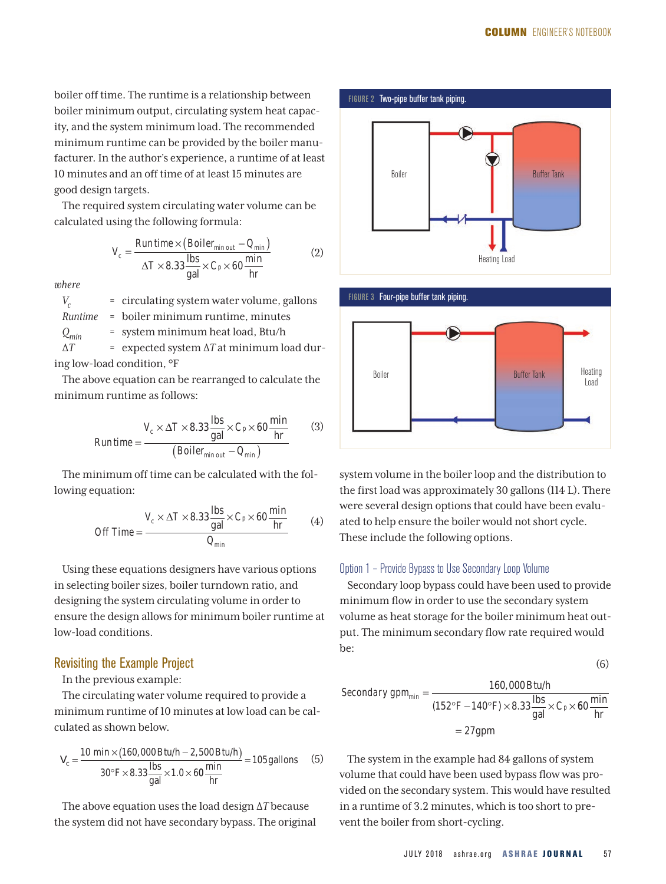boiler off time. The runtime is a relationship between boiler minimum output, circulating system heat capacity, and the system minimum load. The recommended minimum runtime can be provided by the boiler manufacturer. In the author's experience, a runtime of at least 10 minutes and an off time of at least 15 minutes are good design targets.

The required system circulating water volume can be calculated using the following formula:

$$V_c = \frac{\text{Runtime} \times (\text{Boiler}_{\text{min out}} - Q_{\text{min}})}{\Delta T \times 8.33\,\frac{\text{lbs}}{\text{gal}} \times C_p \times 60\,\frac{\text{min}}{\text{hr}}} \tag{2}$$

*where*

$V_c$ = circulating system water volume, gallons
*Runtime* = boiler minimum runtime, minutes
$Q_{min}$ = system minimum heat load, Btu/h
$\Delta T$ = expected system $\Delta T$ at minimum load during low-load condition, °F

The above equation can be rearranged to calculate the minimum runtime as follows:

$$\text{Runtime} = \frac{V_c \times \Delta T \times 8.33\,\frac{\text{lbs}}{\text{gal}} \times C_p \times 60\,\frac{\text{min}}{\text{hr}}}{(\text{Boiler}_{\text{min out}} - Q_{\text{min}})} \tag{3}$$

The minimum off time can be calculated with the following equation:

$$\text{Off Time} = \frac{V_c \times \Delta T \times 8.33\,\frac{\text{lbs}}{\text{gal}} \times C_p \times 60\,\frac{\text{min}}{\text{hr}}}{Q_{\text{min}}} \tag{4}$$

Using these equations designers have various options in selecting boiler sizes, boiler turndown ratio, and designing the system circulating volume in order to ensure the design allows for minimum boiler runtime at low-load conditions.

## Revisiting the Example Project

In the previous example:

The circulating water volume required to provide a minimum runtime of 10 minutes at low load can be calculated as shown below.

$$V_c = \frac{10\text{ min} \times (160{,}000\text{ Btu/h} - 2{,}500\text{ Btu/h})}{30°\text{F} \times 8.33\,\frac{\text{lbs}}{\text{gal}} \times 1.0 \times 60\,\frac{\text{min}}{\text{hr}}} = 105\text{ gallons} \tag{5}$$

The above equation uses the load design $\Delta T$ because the system did not have secondary bypass. The original system volume in the boiler loop and the distribution to the first load was approximately 30 gallons (114 L). There were several design options that could have been evaluated to help ensure the boiler would not short cycle. These include the following options.

FIGURE 2 Two-pipe buffer tank piping.

FIGURE 3 Four-pipe buffer tank piping.

### Option 1 – Provide Bypass to Use Secondary Loop Volume

Secondary loop bypass could have been used to provide minimum flow in order to use the secondary system volume as heat storage for the boiler minimum heat output. The minimum secondary flow rate required would be:

$$\text{Secondary gpm}_{\text{min}} = \frac{160{,}000\text{ Btu/h}}{(152°\text{F} - 140°\text{F}) \times 8.33\,\frac{\text{lbs}}{\text{gal}} \times C_p \times 60\,\frac{\text{min}}{\text{hr}}} = 27\text{gpm} \tag{6}$$

The system in the example had 84 gallons of system volume that could have been used bypass flow was provided on the secondary system. This would have resulted in a runtime of 3.2 minutes, which is too short to prevent the boiler from short-cycling.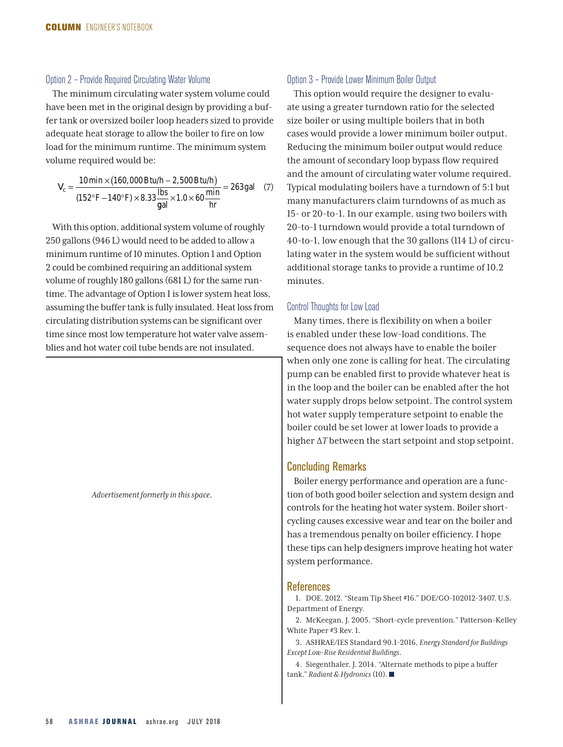### Option 2 – Provide Required Circulating Water Volume

The minimum circulating water system volume could have been met in the original design by providing a buffer tank or oversized boiler loop headers sized to provide adequate heat storage to allow the boiler to fire on low load for the minimum runtime. The minimum system volume required would be:

$$V_c = \frac{10\,\text{min} \times (160{,}000\,\text{Btu/h} - 2{,}500\,\text{Btu/h})}{(152°\text{F} - 140°\text{F}) \times 8.33\dfrac{\text{lbs}}{\text{gal}} \times 1.0 \times 60\dfrac{\text{min}}{\text{hr}}} = 263\,\text{gal} \quad (7)$$

With this option, additional system volume of roughly 250 gallons (946 L) would need to be added to allow a minimum runtime of 10 minutes. Option 1 and Option 2 could be combined requiring an additional system volume of roughly 180 gallons (681 L) for the same runtime. The advantage of Option 1 is lower system heat loss, assuming the buffer tank is fully insulated. Heat loss from circulating distribution systems can be significant over time since most low temperature hot water valve assemblies and hot water coil tube bends are not insulated.

*Advertisement formerly in this space.*

### Option 3 – Provide Lower Minimum Boiler Output

This option would require the designer to evaluate using a greater turndown ratio for the selected size boiler or using multiple boilers that in both cases would provide a lower minimum boiler output. Reducing the minimum boiler output would reduce the amount of secondary loop bypass flow required and the amount of circulating water volume required. Typical modulating boilers have a turndown of 5:1 but many manufacturers claim turndowns of as much as 15- or 20-to-1. In our example, using two boilers with 20-to-1 turndown would provide a total turndown of 40-to-1, low enough that the 30 gallons (114 L) of circulating water in the system would be sufficient without additional storage tanks to provide a runtime of 10.2 minutes.

### Control Thoughts for Low Load

Many times, there is flexibility on when a boiler is enabled under these low-load conditions. The sequence does not always have to enable the boiler when only one zone is calling for heat. The circulating pump can be enabled first to provide whatever heat is in the loop and the boiler can be enabled after the hot water supply drops below setpoint. The control system hot water supply temperature setpoint to enable the boiler could be set lower at lower loads to provide a higher $\Delta T$ between the start setpoint and stop setpoint.

## Concluding Remarks

Boiler energy performance and operation are a function of both good boiler selection and system design and controls for the heating hot water system. Boiler short-cycling causes excessive wear and tear on the boiler and has a tremendous penalty on boiler efficiency. I hope these tips can help designers improve heating hot water system performance.

## References

1. DOE. 2012. "Steam Tip Sheet #16." DOE/GO-102012-3407. U.S. Department of Energy.

2. McKeegan, J. 2005. "Short-cycle prevention." Patterson-Kelley White Paper #3 Rev. 1.

3. ASHRAE/IES Standard 90.1-2016, *Energy Standard for Buildings Except Low-Rise Residential Buildings*.

4. Siegenthaler, J. 2014. "Alternate methods to pipe a buffer tank." *Radiant & Hydronics* (10). ■